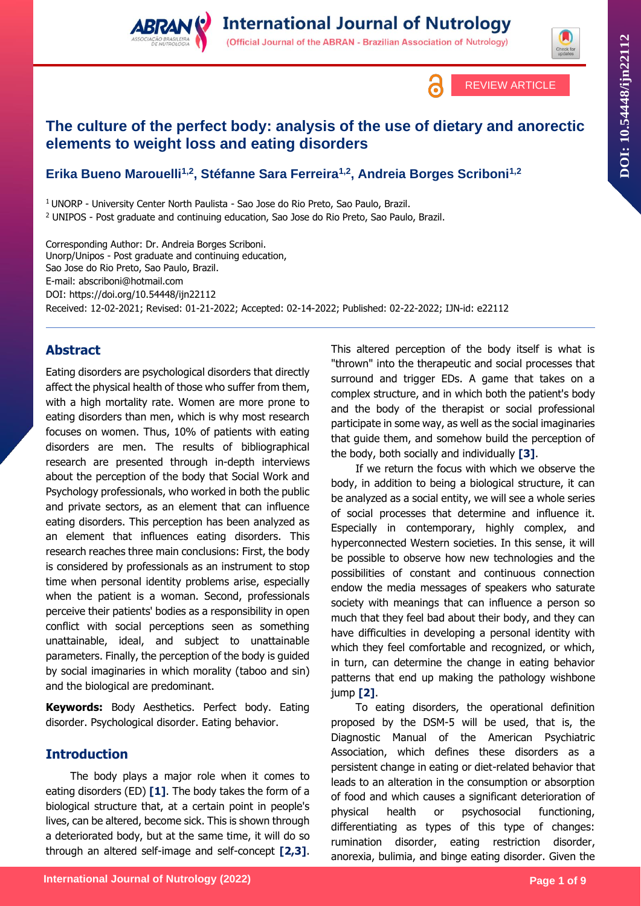REVIEW ARTICLE

# The culture of the perfect body: analysis of the use of dietary and anorectic elements to weight loss and eating disorders

**Erika Bueno Marouelli[1,2], Stéfanne Sara Ferreira[1,2], Andreia Borges Scriboni[1,2]**

[1] UNORP - University Center North Paulista - Sao Jose do Rio Preto, Sao Paulo, Brazil.
[2] UNIPOS - Post graduate and continuing education, Sao Jose do Rio Preto, Sao Paulo, Brazil.

Corresponding Author: Dr. Andreia Borges Scriboni.
Unorp/Unipos - Post graduate and continuing education,
Sao Jose do Rio Preto, Sao Paulo, Brazil.
E-mail: abscriboni@hotmail.com
DOI: https://doi.org/10.54448/ijn22112
Received: 12-02-2021; Revised: 01-21-2022; Accepted: 02-14-2022; Published: 02-22-2022; IJN-id: e22112

## Abstract

Eating disorders are psychological disorders that directly affect the physical health of those who suffer from them, with a high mortality rate. Women are more prone to eating disorders than men, which is why most research focuses on women. Thus, 10% of patients with eating disorders are men. The results of bibliographical research are presented through in-depth interviews about the perception of the body that Social Work and Psychology professionals, who worked in both the public and private sectors, as an element that can influence eating disorders. This perception has been analyzed as an element that influences eating disorders. This research reaches three main conclusions: First, the body is considered by professionals as an instrument to stop time when personal identity problems arise, especially when the patient is a woman. Second, professionals perceive their patients' bodies as a responsibility in open conflict with social perceptions seen as something unattainable, ideal, and subject to unattainable parameters. Finally, the perception of the body is guided by social imaginaries in which morality (taboo and sin) and the biological are predominant.

**Keywords:** Body Aesthetics. Perfect body. Eating disorder. Psychological disorder. Eating behavior.

## Introduction

The body plays a major role when it comes to eating disorders (ED) **[1]**. The body takes the form of a biological structure that, at a certain point in people's lives, can be altered, become sick. This is shown through a deteriorated body, but at the same time, it will do so through an altered self-image and self-concept **[2,3]**. This altered perception of the body itself is what is "thrown" into the therapeutic and social processes that surround and trigger EDs. A game that takes on a complex structure, and in which both the patient's body and the body of the therapist or social professional participate in some way, as well as the social imaginaries that guide them, and somehow build the perception of the body, both socially and individually **[3]**.

If we return the focus with which we observe the body, in addition to being a biological structure, it can be analyzed as a social entity, we will see a whole series of social processes that determine and influence it. Especially in contemporary, highly complex, and hyperconnected Western societies. In this sense, it will be possible to observe how new technologies and the possibilities of constant and continuous connection endow the media messages of speakers who saturate society with meanings that can influence a person so much that they feel bad about their body, and they can have difficulties in developing a personal identity with which they feel comfortable and recognized, or which, in turn, can determine the change in eating behavior patterns that end up making the pathology wishbone jump **[2]**.

To eating disorders, the operational definition proposed by the DSM-5 will be used, that is, the Diagnostic Manual of the American Psychiatric Association, which defines these disorders as a persistent change in eating or diet-related behavior that leads to an alteration in the consumption or absorption of food and which causes a significant deterioration of physical health or psychosocial functioning, differentiating as types of this type of changes: rumination disorder, eating restriction disorder, anorexia, bulimia, and binge eating disorder. Given the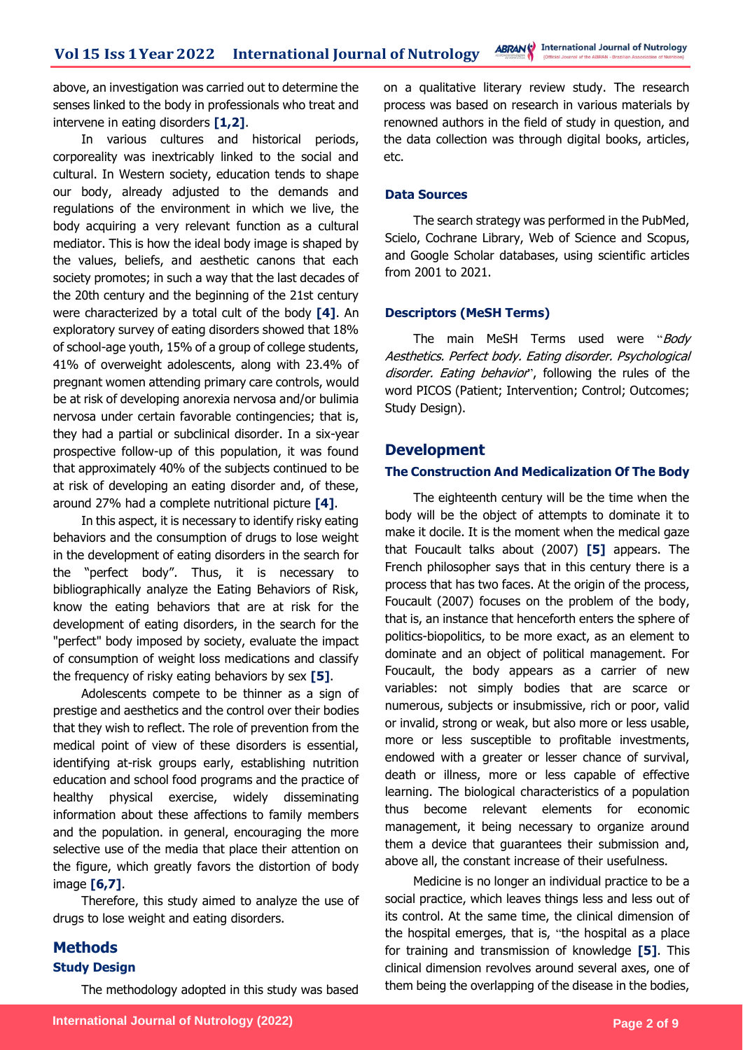above, an investigation was carried out to determine the senses linked to the body in professionals who treat and intervene in eating disorders **[1,2]**.

In various cultures and historical periods, corporeality was inextricably linked to the social and cultural. In Western society, education tends to shape our body, already adjusted to the demands and regulations of the environment in which we live, the body acquiring a very relevant function as a cultural mediator. This is how the ideal body image is shaped by the values, beliefs, and aesthetic canons that each society promotes; in such a way that the last decades of the 20th century and the beginning of the 21st century were characterized by a total cult of the body **[4]**. An exploratory survey of eating disorders showed that 18% of school-age youth, 15% of a group of college students, 41% of overweight adolescents, along with 23.4% of pregnant women attending primary care controls, would be at risk of developing anorexia nervosa and/or bulimia nervosa under certain favorable contingencies; that is, they had a partial or subclinical disorder. In a six-year prospective follow-up of this population, it was found that approximately 40% of the subjects continued to be at risk of developing an eating disorder and, of these, around 27% had a complete nutritional picture **[4]**.

In this aspect, it is necessary to identify risky eating behaviors and the consumption of drugs to lose weight in the development of eating disorders in the search for the "perfect body". Thus, it is necessary to bibliographically analyze the Eating Behaviors of Risk, know the eating behaviors that are at risk for the development of eating disorders, in the search for the "perfect" body imposed by society, evaluate the impact of consumption of weight loss medications and classify the frequency of risky eating behaviors by sex **[5]**.

Adolescents compete to be thinner as a sign of prestige and aesthetics and the control over their bodies that they wish to reflect. The role of prevention from the medical point of view of these disorders is essential, identifying at-risk groups early, establishing nutrition education and school food programs and the practice of healthy physical exercise, widely disseminating information about these affections to family members and the population. in general, encouraging the more selective use of the media that place their attention on the figure, which greatly favors the distortion of body image **[6,7]**.

Therefore, this study aimed to analyze the use of drugs to lose weight and eating disorders.

## Methods

### Study Design

The methodology adopted in this study was based on a qualitative literary review study. The research process was based on research in various materials by renowned authors in the field of study in question, and the data collection was through digital books, articles, etc.

### Data Sources

The search strategy was performed in the PubMed, Scielo, Cochrane Library, Web of Science and Scopus, and Google Scholar databases, using scientific articles from 2001 to 2021.

### Descriptors (MeSH Terms)

The main MeSH Terms used were "*Body Aesthetics. Perfect body. Eating disorder. Psychological disorder. Eating behavior*", following the rules of the word PICOS (Patient; Intervention; Control; Outcomes; Study Design).

## Development

### The Construction And Medicalization Of The Body

The eighteenth century will be the time when the body will be the object of attempts to dominate it to make it docile. It is the moment when the medical gaze that Foucault talks about (2007) **[5]** appears. The French philosopher says that in this century there is a process that has two faces. At the origin of the process, Foucault (2007) focuses on the problem of the body, that is, an instance that henceforth enters the sphere of politics-biopolitics, to be more exact, as an element to dominate and an object of political management. For Foucault, the body appears as a carrier of new variables: not simply bodies that are scarce or numerous, subjects or insubmissive, rich or poor, valid or invalid, strong or weak, but also more or less usable, more or less susceptible to profitable investments, endowed with a greater or lesser chance of survival, death or illness, more or less capable of effective learning. The biological characteristics of a population thus become relevant elements for economic management, it being necessary to organize around them a device that guarantees their submission and, above all, the constant increase of their usefulness.

Medicine is no longer an individual practice to be a social practice, which leaves things less and less out of its control. At the same time, the clinical dimension of the hospital emerges, that is, "the hospital as a place for training and transmission of knowledge **[5]**. This clinical dimension revolves around several axes, one of them being the overlapping of the disease in the bodies,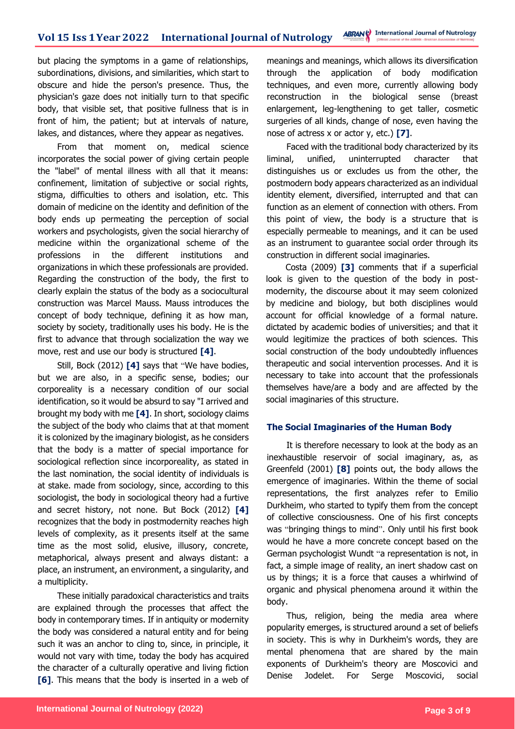but placing the symptoms in a game of relationships, subordinations, divisions, and similarities, which start to obscure and hide the person's presence. Thus, the physician's gaze does not initially turn to that specific body, that visible set, that positive fullness that is in front of him, the patient; but at intervals of nature, lakes, and distances, where they appear as negatives.

From that moment on, medical science incorporates the social power of giving certain people the "label" of mental illness with all that it means: confinement, limitation of subjective or social rights, stigma, difficulties to others and isolation, etc. This domain of medicine on the identity and definition of the body ends up permeating the perception of social workers and psychologists, given the social hierarchy of medicine within the organizational scheme of the professions in the different institutions and organizations in which these professionals are provided. Regarding the construction of the body, the first to clearly explain the status of the body as a sociocultural construction was Marcel Mauss. Mauss introduces the concept of body technique, defining it as how man, society by society, traditionally uses his body. He is the first to advance that through socialization the way we move, rest and use our body is structured **[4]**.

Still, Bock (2012) **[4]** says that "We have bodies, but we are also, in a specific sense, bodies; our corporeality is a necessary condition of our social identification, so it would be absurd to say "I arrived and brought my body with me **[4]**. In short, sociology claims the subject of the body who claims that at that moment it is colonized by the imaginary biologist, as he considers that the body is a matter of special importance for sociological reflection since incorporeality, as stated in the last nomination, the social identity of individuals is at stake. made from sociology, since, according to this sociologist, the body in sociological theory had a furtive and secret history, not none. But Bock (2012) **[4]** recognizes that the body in postmodernity reaches high levels of complexity, as it presents itself at the same time as the most solid, elusive, illusory, concrete, metaphorical, always present and always distant: a place, an instrument, an environment, a singularity, and a multiplicity.

These initially paradoxical characteristics and traits are explained through the processes that affect the body in contemporary times. If in antiquity or modernity the body was considered a natural entity and for being such it was an anchor to cling to, since, in principle, it would not vary with time, today the body has acquired the character of a culturally operative and living fiction **[6]**. This means that the body is inserted in a web of meanings and meanings, which allows its diversification through the application of body modification techniques, and even more, currently allowing body reconstruction in the biological sense (breast enlargement, leg-lengthening to get taller, cosmetic surgeries of all kinds, change of nose, even having the nose of actress x or actor y, etc.) **[7]**.

Faced with the traditional body characterized by its liminal, unified, uninterrupted character that distinguishes us or excludes us from the other, the postmodern body appears characterized as an individual identity element, diversified, interrupted and that can function as an element of connection with others. From this point of view, the body is a structure that is especially permeable to meanings, and it can be used as an instrument to guarantee social order through its construction in different social imaginaries.

Costa (2009) **[3]** comments that if a superficial look is given to the question of the body in post-modernity, the discourse about it may seem colonized by medicine and biology, but both disciplines would account for official knowledge of a formal nature. dictated by academic bodies of universities; and that it would legitimize the practices of both sciences. This social construction of the body undoubtedly influences therapeutic and social intervention processes. And it is necessary to take into account that the professionals themselves have/are a body and are affected by the social imaginaries of this structure.

### The Social Imaginaries of the Human Body

It is therefore necessary to look at the body as an inexhaustible reservoir of social imaginary, as, as Greenfeld (2001) **[8]** points out, the body allows the emergence of imaginaries. Within the theme of social representations, the first analyzes refer to Emilio Durkheim, who started to typify them from the concept of collective consciousness. One of his first concepts was "bringing things to mind". Only until his first book would he have a more concrete concept based on the German psychologist Wundt "a representation is not, in fact, a simple image of reality, an inert shadow cast on us by things; it is a force that causes a whirlwind of organic and physical phenomena around it within the body.

Thus, religion, being the media area where popularity emerges, is structured around a set of beliefs in society. This is why in Durkheim's words, they are mental phenomena that are shared by the main exponents of Durkheim's theory are Moscovici and Denise Jodelet. For Serge Moscovici, social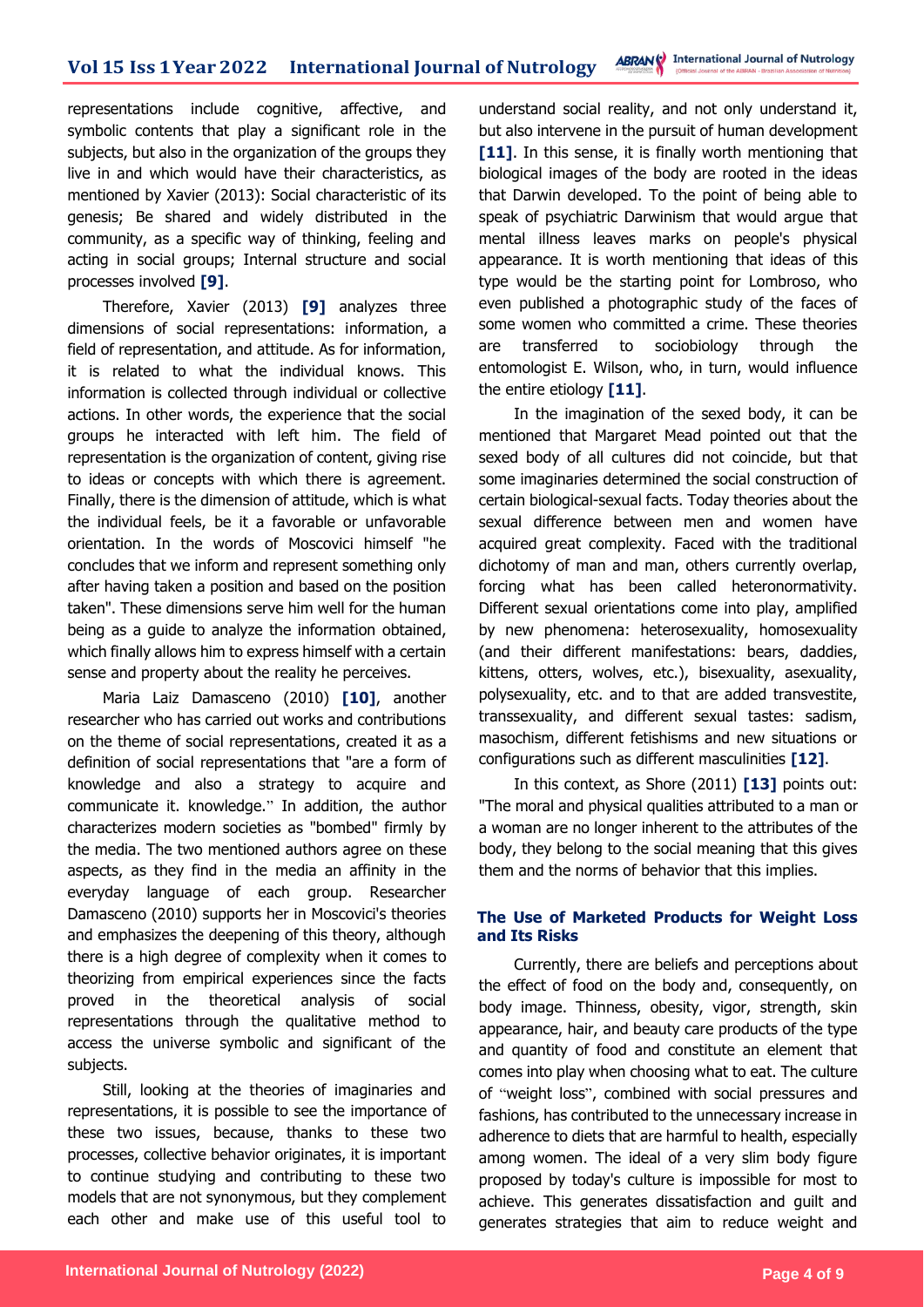representations include cognitive, affective, and symbolic contents that play a significant role in the subjects, but also in the organization of the groups they live in and which would have their characteristics, as mentioned by Xavier (2013): Social characteristic of its genesis; Be shared and widely distributed in the community, as a specific way of thinking, feeling and acting in social groups; Internal structure and social processes involved **[9]**.

Therefore, Xavier (2013) **[9]** analyzes three dimensions of social representations: information, a field of representation, and attitude. As for information, it is related to what the individual knows. This information is collected through individual or collective actions. In other words, the experience that the social groups he interacted with left him. The field of representation is the organization of content, giving rise to ideas or concepts with which there is agreement. Finally, there is the dimension of attitude, which is what the individual feels, be it a favorable or unfavorable orientation. In the words of Moscovici himself "he concludes that we inform and represent something only after having taken a position and based on the position taken". These dimensions serve him well for the human being as a guide to analyze the information obtained, which finally allows him to express himself with a certain sense and property about the reality he perceives.

Maria Laiz Damasceno (2010) **[10]**, another researcher who has carried out works and contributions on the theme of social representations, created it as a definition of social representations that "are a form of knowledge and also a strategy to acquire and communicate it. knowledge." In addition, the author characterizes modern societies as "bombed" firmly by the media. The two mentioned authors agree on these aspects, as they find in the media an affinity in the everyday language of each group. Researcher Damasceno (2010) supports her in Moscovici's theories and emphasizes the deepening of this theory, although there is a high degree of complexity when it comes to theorizing from empirical experiences since the facts proved in the theoretical analysis of social representations through the qualitative method to access the universe symbolic and significant of the subjects.

Still, looking at the theories of imaginaries and representations, it is possible to see the importance of these two issues, because, thanks to these two processes, collective behavior originates, it is important to continue studying and contributing to these two models that are not synonymous, but they complement each other and make use of this useful tool to understand social reality, and not only understand it, but also intervene in the pursuit of human development **[11]**. In this sense, it is finally worth mentioning that biological images of the body are rooted in the ideas that Darwin developed. To the point of being able to speak of psychiatric Darwinism that would argue that mental illness leaves marks on people's physical appearance. It is worth mentioning that ideas of this type would be the starting point for Lombroso, who even published a photographic study of the faces of some women who committed a crime. These theories are transferred to sociobiology through the entomologist E. Wilson, who, in turn, would influence the entire etiology **[11]**.

In the imagination of the sexed body, it can be mentioned that Margaret Mead pointed out that the sexed body of all cultures did not coincide, but that some imaginaries determined the social construction of certain biological-sexual facts. Today theories about the sexual difference between men and women have acquired great complexity. Faced with the traditional dichotomy of man and man, others currently overlap, forcing what has been called heteronormativity. Different sexual orientations come into play, amplified by new phenomena: heterosexuality, homosexuality (and their different manifestations: bears, daddies, kittens, otters, wolves, etc.), bisexuality, asexuality, polysexuality, etc. and to that are added transvestite, transsexuality, and different sexual tastes: sadism, masochism, different fetishisms and new situations or configurations such as different masculinities **[12]**.

In this context, as Shore (2011) **[13]** points out: "The moral and physical qualities attributed to a man or a woman are no longer inherent to the attributes of the body, they belong to the social meaning that this gives them and the norms of behavior that this implies.

### The Use of Marketed Products for Weight Loss and Its Risks

Currently, there are beliefs and perceptions about the effect of food on the body and, consequently, on body image. Thinness, obesity, vigor, strength, skin appearance, hair, and beauty care products of the type and quantity of food and constitute an element that comes into play when choosing what to eat. The culture of "weight loss", combined with social pressures and fashions, has contributed to the unnecessary increase in adherence to diets that are harmful to health, especially among women. The ideal of a very slim body figure proposed by today's culture is impossible for most to achieve. This generates dissatisfaction and guilt and generates strategies that aim to reduce weight and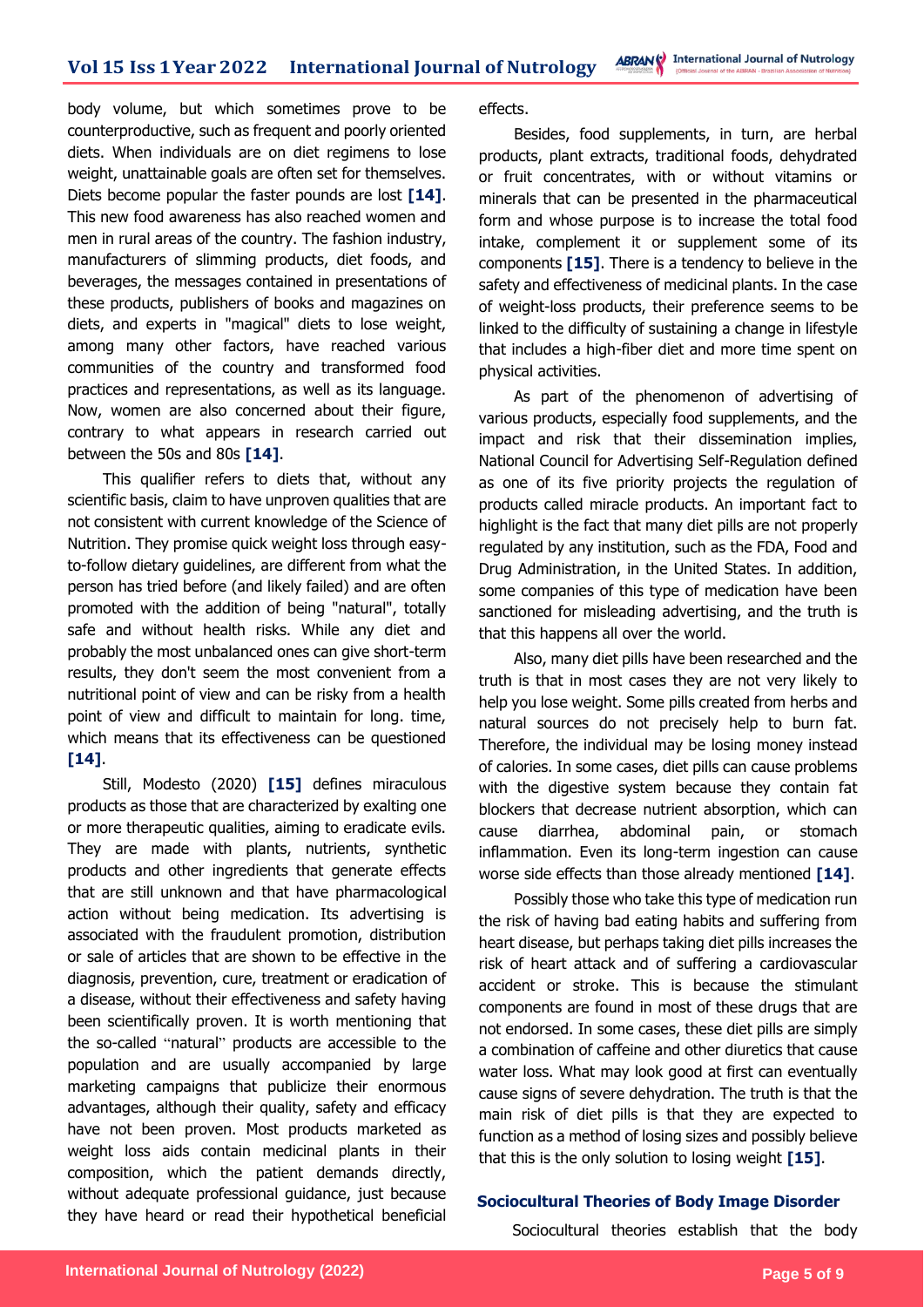body volume, but which sometimes prove to be counterproductive, such as frequent and poorly oriented diets. When individuals are on diet regimens to lose weight, unattainable goals are often set for themselves. Diets become popular the faster pounds are lost **[14]**. This new food awareness has also reached women and men in rural areas of the country. The fashion industry, manufacturers of slimming products, diet foods, and beverages, the messages contained in presentations of these products, publishers of books and magazines on diets, and experts in "magical" diets to lose weight, among many other factors, have reached various communities of the country and transformed food practices and representations, as well as its language. Now, women are also concerned about their figure, contrary to what appears in research carried out between the 50s and 80s **[14]**.

This qualifier refers to diets that, without any scientific basis, claim to have unproven qualities that are not consistent with current knowledge of the Science of Nutrition. They promise quick weight loss through easy-to-follow dietary guidelines, are different from what the person has tried before (and likely failed) and are often promoted with the addition of being "natural", totally safe and without health risks. While any diet and probably the most unbalanced ones can give short-term results, they don't seem the most convenient from a nutritional point of view and can be risky from a health point of view and difficult to maintain for long. time, which means that its effectiveness can be questioned **[14]**.

Still, Modesto (2020) **[15]** defines miraculous products as those that are characterized by exalting one or more therapeutic qualities, aiming to eradicate evils. They are made with plants, nutrients, synthetic products and other ingredients that generate effects that are still unknown and that have pharmacological action without being medication. Its advertising is associated with the fraudulent promotion, distribution or sale of articles that are shown to be effective in the diagnosis, prevention, cure, treatment or eradication of a disease, without their effectiveness and safety having been scientifically proven. It is worth mentioning that the so-called "natural" products are accessible to the population and are usually accompanied by large marketing campaigns that publicize their enormous advantages, although their quality, safety and efficacy have not been proven. Most products marketed as weight loss aids contain medicinal plants in their composition, which the patient demands directly, without adequate professional guidance, just because they have heard or read their hypothetical beneficial effects.

Besides, food supplements, in turn, are herbal products, plant extracts, traditional foods, dehydrated or fruit concentrates, with or without vitamins or minerals that can be presented in the pharmaceutical form and whose purpose is to increase the total food intake, complement it or supplement some of its components **[15]**. There is a tendency to believe in the safety and effectiveness of medicinal plants. In the case of weight-loss products, their preference seems to be linked to the difficulty of sustaining a change in lifestyle that includes a high-fiber diet and more time spent on physical activities.

As part of the phenomenon of advertising of various products, especially food supplements, and the impact and risk that their dissemination implies, National Council for Advertising Self-Regulation defined as one of its five priority projects the regulation of products called miracle products. An important fact to highlight is the fact that many diet pills are not properly regulated by any institution, such as the FDA, Food and Drug Administration, in the United States. In addition, some companies of this type of medication have been sanctioned for misleading advertising, and the truth is that this happens all over the world.

Also, many diet pills have been researched and the truth is that in most cases they are not very likely to help you lose weight. Some pills created from herbs and natural sources do not precisely help to burn fat. Therefore, the individual may be losing money instead of calories. In some cases, diet pills can cause problems with the digestive system because they contain fat blockers that decrease nutrient absorption, which can cause diarrhea, abdominal pain, or stomach inflammation. Even its long-term ingestion can cause worse side effects than those already mentioned **[14]**.

Possibly those who take this type of medication run the risk of having bad eating habits and suffering from heart disease, but perhaps taking diet pills increases the risk of heart attack and of suffering a cardiovascular accident or stroke. This is because the stimulant components are found in most of these drugs that are not endorsed. In some cases, these diet pills are simply a combination of caffeine and other diuretics that cause water loss. What may look good at first can eventually cause signs of severe dehydration. The truth is that the main risk of diet pills is that they are expected to function as a method of losing sizes and possibly believe that this is the only solution to losing weight **[15]**.

### Sociocultural Theories of Body Image Disorder

Sociocultural theories establish that the body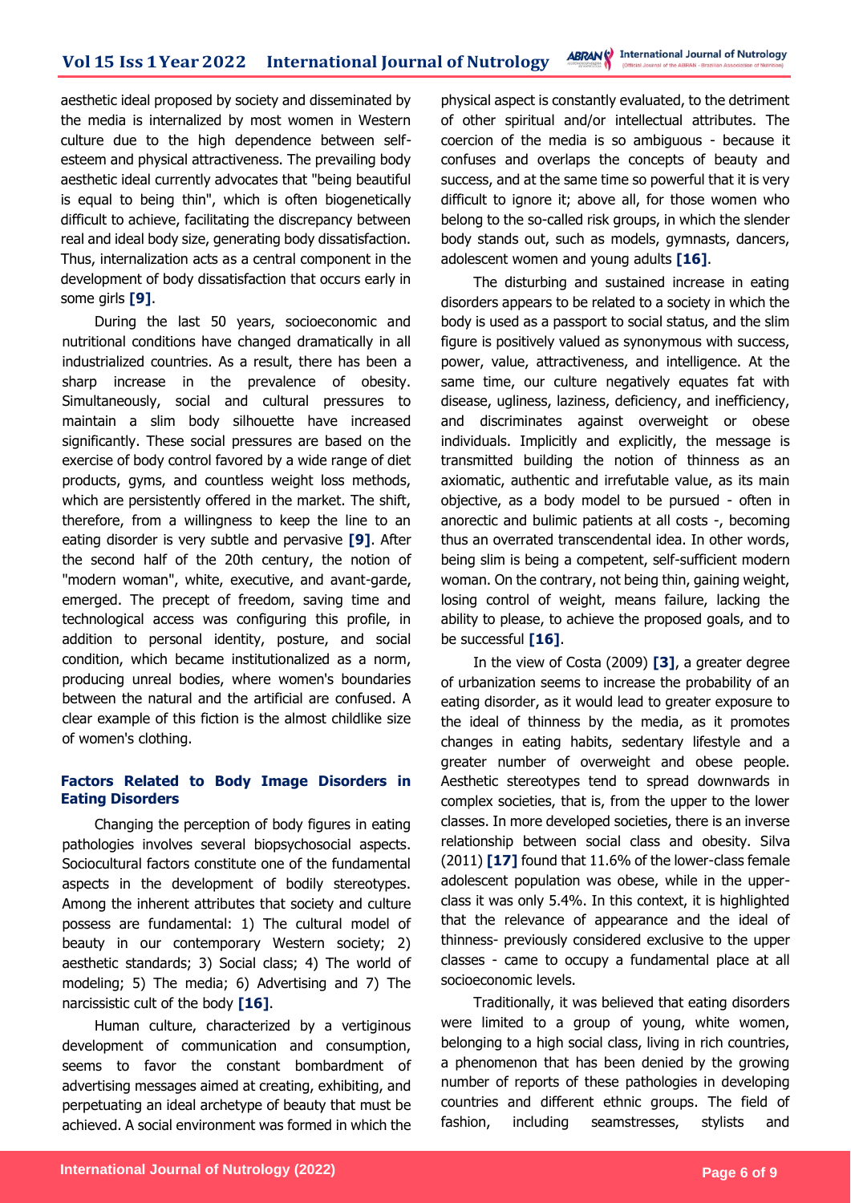aesthetic ideal proposed by society and disseminated by the media is internalized by most women in Western culture due to the high dependence between self-esteem and physical attractiveness. The prevailing body aesthetic ideal currently advocates that "being beautiful is equal to being thin", which is often biogenetically difficult to achieve, facilitating the discrepancy between real and ideal body size, generating body dissatisfaction. Thus, internalization acts as a central component in the development of body dissatisfaction that occurs early in some girls **[9]**.

During the last 50 years, socioeconomic and nutritional conditions have changed dramatically in all industrialized countries. As a result, there has been a sharp increase in the prevalence of obesity. Simultaneously, social and cultural pressures to maintain a slim body silhouette have increased significantly. These social pressures are based on the exercise of body control favored by a wide range of diet products, gyms, and countless weight loss methods, which are persistently offered in the market. The shift, therefore, from a willingness to keep the line to an eating disorder is very subtle and pervasive **[9]**. After the second half of the 20th century, the notion of "modern woman", white, executive, and avant-garde, emerged. The precept of freedom, saving time and technological access was configuring this profile, in addition to personal identity, posture, and social condition, which became institutionalized as a norm, producing unreal bodies, where women's boundaries between the natural and the artificial are confused. A clear example of this fiction is the almost childlike size of women's clothing.

### Factors Related to Body Image Disorders in Eating Disorders

Changing the perception of body figures in eating pathologies involves several biopsychosocial aspects. Sociocultural factors constitute one of the fundamental aspects in the development of bodily stereotypes. Among the inherent attributes that society and culture possess are fundamental: 1) The cultural model of beauty in our contemporary Western society; 2) aesthetic standards; 3) Social class; 4) The world of modeling; 5) The media; 6) Advertising and 7) The narcissistic cult of the body **[16]**.

Human culture, characterized by a vertiginous development of communication and consumption, seems to favor the constant bombardment of advertising messages aimed at creating, exhibiting, and perpetuating an ideal archetype of beauty that must be achieved. A social environment was formed in which the physical aspect is constantly evaluated, to the detriment of other spiritual and/or intellectual attributes. The coercion of the media is so ambiguous - because it confuses and overlaps the concepts of beauty and success, and at the same time so powerful that it is very difficult to ignore it; above all, for those women who belong to the so-called risk groups, in which the slender body stands out, such as models, gymnasts, dancers, adolescent women and young adults **[16]**.

The disturbing and sustained increase in eating disorders appears to be related to a society in which the body is used as a passport to social status, and the slim figure is positively valued as synonymous with success, power, value, attractiveness, and intelligence. At the same time, our culture negatively equates fat with disease, ugliness, laziness, deficiency, and inefficiency, and discriminates against overweight or obese individuals. Implicitly and explicitly, the message is transmitted building the notion of thinness as an axiomatic, authentic and irrefutable value, as its main objective, as a body model to be pursued - often in anorectic and bulimic patients at all costs -, becoming thus an overrated transcendental idea. In other words, being slim is being a competent, self-sufficient modern woman. On the contrary, not being thin, gaining weight, losing control of weight, means failure, lacking the ability to please, to achieve the proposed goals, and to be successful **[16]**.

In the view of Costa (2009) **[3]**, a greater degree of urbanization seems to increase the probability of an eating disorder, as it would lead to greater exposure to the ideal of thinness by the media, as it promotes changes in eating habits, sedentary lifestyle and a greater number of overweight and obese people. Aesthetic stereotypes tend to spread downwards in complex societies, that is, from the upper to the lower classes. In more developed societies, there is an inverse relationship between social class and obesity. Silva (2011) **[17]** found that 11.6% of the lower-class female adolescent population was obese, while in the upper-class it was only 5.4%. In this context, it is highlighted that the relevance of appearance and the ideal of thinness- previously considered exclusive to the upper classes - came to occupy a fundamental place at all socioeconomic levels.

Traditionally, it was believed that eating disorders were limited to a group of young, white women, belonging to a high social class, living in rich countries, a phenomenon that has been denied by the growing number of reports of these pathologies in developing countries and different ethnic groups. The field of fashion, including seamstresses, stylists and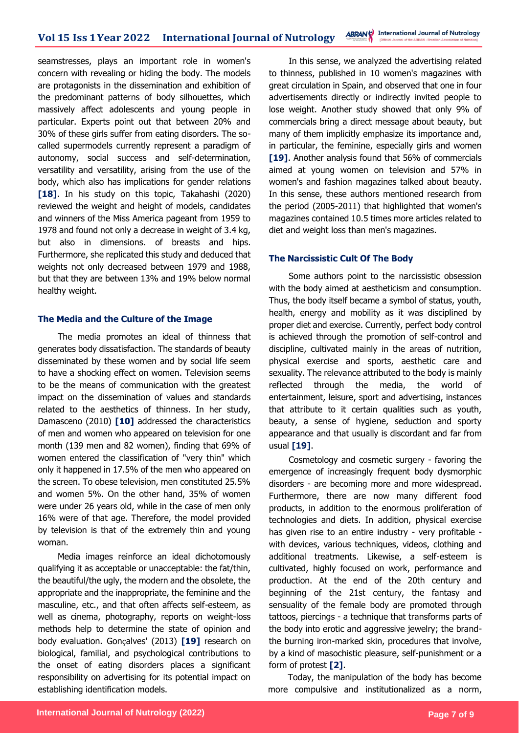seamstresses, plays an important role in women's concern with revealing or hiding the body. The models are protagonists in the dissemination and exhibition of the predominant patterns of body silhouettes, which massively affect adolescents and young people in particular. Experts point out that between 20% and 30% of these girls suffer from eating disorders. The so-called supermodels currently represent a paradigm of autonomy, social success and self-determination, versatility and versatility, arising from the use of the body, which also has implications for gender relations **[18]**. In his study on this topic, Takahashi (2020) reviewed the weight and height of models, candidates and winners of the Miss America pageant from 1959 to 1978 and found not only a decrease in weight of 3.4 kg, but also in dimensions. of breasts and hips. Furthermore, she replicated this study and deduced that weights not only decreased between 1979 and 1988, but that they are between 13% and 19% below normal healthy weight.

### The Media and the Culture of the Image

The media promotes an ideal of thinness that generates body dissatisfaction. The standards of beauty disseminated by these women and by social life seem to have a shocking effect on women. Television seems to be the means of communication with the greatest impact on the dissemination of values and standards related to the aesthetics of thinness. In her study, Damasceno (2010) **[10]** addressed the characteristics of men and women who appeared on television for one month (139 men and 82 women), finding that 69% of women entered the classification of "very thin" which only it happened in 17.5% of the men who appeared on the screen. To obese television, men constituted 25.5% and women 5%. On the other hand, 35% of women were under 26 years old, while in the case of men only 16% were of that age. Therefore, the model provided by television is that of the extremely thin and young woman.

Media images reinforce an ideal dichotomously qualifying it as acceptable or unacceptable: the fat/thin, the beautiful/the ugly, the modern and the obsolete, the appropriate and the inappropriate, the feminine and the masculine, etc., and that often affects self-esteem, as well as cinema, photography, reports on weight-loss methods help to determine the state of opinion and body evaluation. Gonçalves' (2013) **[19]** research on biological, familial, and psychological contributions to the onset of eating disorders places a significant responsibility on advertising for its potential impact on establishing identification models.

In this sense, we analyzed the advertising related to thinness, published in 10 women's magazines with great circulation in Spain, and observed that one in four advertisements directly or indirectly invited people to lose weight. Another study showed that only 9% of commercials bring a direct message about beauty, but many of them implicitly emphasize its importance and, in particular, the feminine, especially girls and women **[19]**. Another analysis found that 56% of commercials aimed at young women on television and 57% in women's and fashion magazines talked about beauty. In this sense, these authors mentioned research from the period (2005-2011) that highlighted that women's magazines contained 10.5 times more articles related to diet and weight loss than men's magazines.

### The Narcissistic Cult Of The Body

Some authors point to the narcissistic obsession with the body aimed at aestheticism and consumption. Thus, the body itself became a symbol of status, youth, health, energy and mobility as it was disciplined by proper diet and exercise. Currently, perfect body control is achieved through the promotion of self-control and discipline, cultivated mainly in the areas of nutrition, physical exercise and sports, aesthetic care and sexuality. The relevance attributed to the body is mainly reflected through the media, the world of entertainment, leisure, sport and advertising, instances that attribute to it certain qualities such as youth, beauty, a sense of hygiene, seduction and sporty appearance and that usually is discordant and far from usual **[19]**.

Cosmetology and cosmetic surgery - favoring the emergence of increasingly frequent body dysmorphic disorders - are becoming more and more widespread. Furthermore, there are now many different food products, in addition to the enormous proliferation of technologies and diets. In addition, physical exercise has given rise to an entire industry - very profitable - with devices, various techniques, videos, clothing and additional treatments. Likewise, a self-esteem is cultivated, highly focused on work, performance and production. At the end of the 20th century and beginning of the 21st century, the fantasy and sensuality of the female body are promoted through tattoos, piercings - a technique that transforms parts of the body into erotic and aggressive jewelry; the brand-the burning iron-marked skin, procedures that involve, by a kind of masochistic pleasure, self-punishment or a form of protest **[2]**.

Today, the manipulation of the body has become more compulsive and institutionalized as a norm,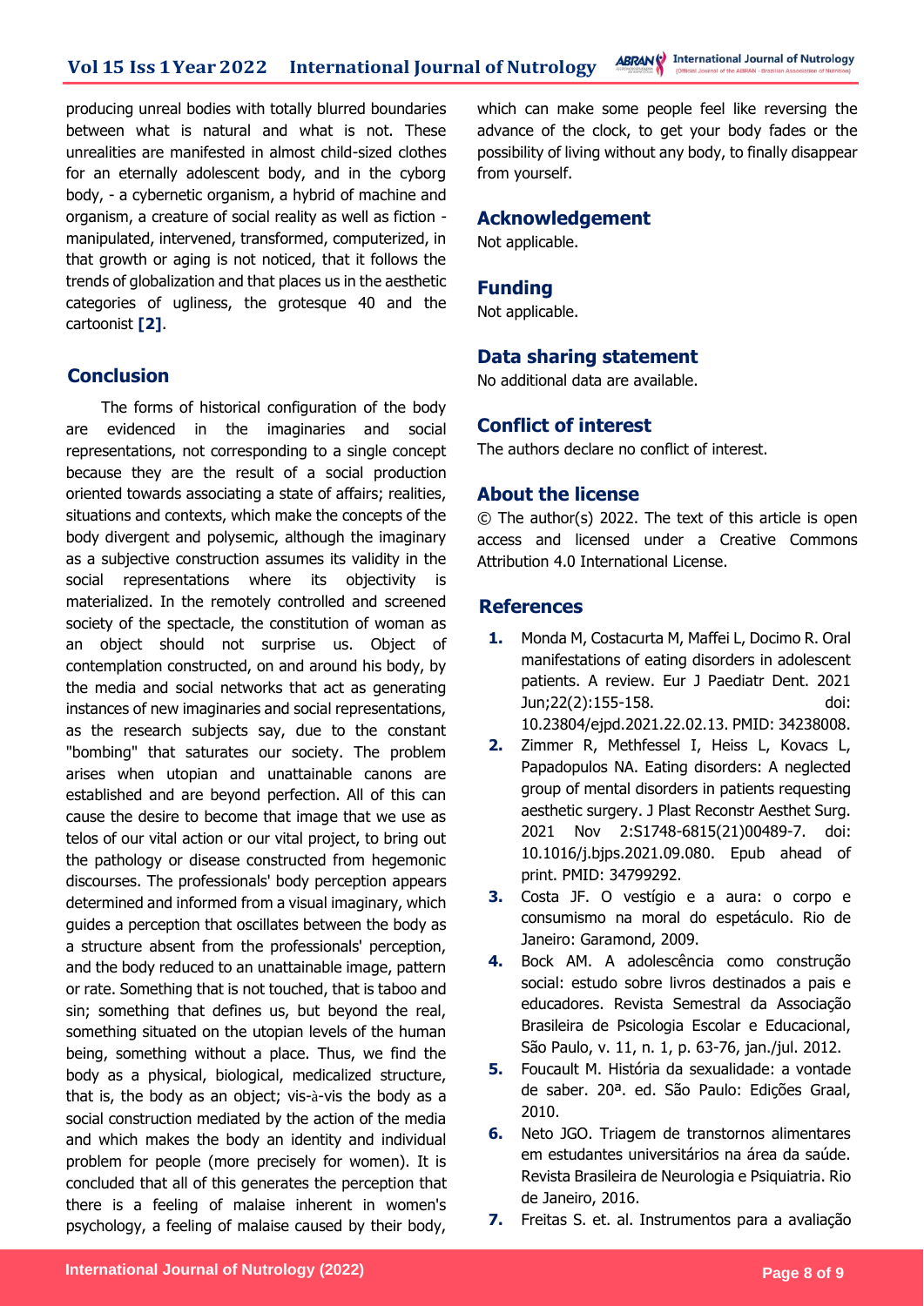producing unreal bodies with totally blurred boundaries between what is natural and what is not. These unrealities are manifested in almost child-sized clothes for an eternally adolescent body, and in the cyborg body, - a cybernetic organism, a hybrid of machine and organism, a creature of social reality as well as fiction - manipulated, intervened, transformed, computerized, in that growth or aging is not noticed, that it follows the trends of globalization and that places us in the aesthetic categories of ugliness, the grotesque 40 and the cartoonist **[2]**.

## Conclusion

The forms of historical configuration of the body are evidenced in the imaginaries and social representations, not corresponding to a single concept because they are the result of a social production oriented towards associating a state of affairs; realities, situations and contexts, which make the concepts of the body divergent and polysemic, although the imaginary as a subjective construction assumes its validity in the social representations where its objectivity is materialized. In the remotely controlled and screened society of the spectacle, the constitution of woman as an object should not surprise us. Object of contemplation constructed, on and around his body, by the media and social networks that act as generating instances of new imaginaries and social representations, as the research subjects say, due to the constant "bombing" that saturates our society. The problem arises when utopian and unattainable canons are established and are beyond perfection. All of this can cause the desire to become that image that we use as telos of our vital action or our vital project, to bring out the pathology or disease constructed from hegemonic discourses. The professionals' body perception appears determined and informed from a visual imaginary, which guides a perception that oscillates between the body as a structure absent from the professionals' perception, and the body reduced to an unattainable image, pattern or rate. Something that is not touched, that is taboo and sin; something that defines us, but beyond the real, something situated on the utopian levels of the human being, something without a place. Thus, we find the body as a physical, biological, medicalized structure, that is, the body as an object; vis-à-vis the body as a social construction mediated by the action of the media and which makes the body an identity and individual problem for people (more precisely for women). It is concluded that all of this generates the perception that there is a feeling of malaise inherent in women's psychology, a feeling of malaise caused by their body, which can make some people feel like reversing the advance of the clock, to get your body fades or the possibility of living without any body, to finally disappear from yourself.

## Acknowledgement

Not applicable.

## Funding

Not applicable.

## Data sharing statement

No additional data are available.

## Conflict of interest

The authors declare no conflict of interest.

## About the license

© The author(s) 2022. The text of this article is open access and licensed under a Creative Commons Attribution 4.0 International License.

## References

1. Monda M, Costacurta M, Maffei L, Docimo R. Oral manifestations of eating disorders in adolescent patients. A review. Eur J Paediatr Dent. 2021 Jun;22(2):155-158. doi: 10.23804/ejpd.2021.22.02.13. PMID: 34238008.
2. Zimmer R, Methfessel I, Heiss L, Kovacs L, Papadopulos NA. Eating disorders: A neglected group of mental disorders in patients requesting aesthetic surgery. J Plast Reconstr Aesthet Surg. 2021 Nov 2:S1748-6815(21)00489-7. doi: 10.1016/j.bjps.2021.09.080. Epub ahead of print. PMID: 34799292.
3. Costa JF. O vestígio e a aura: o corpo e consumismo na moral do espetáculo. Rio de Janeiro: Garamond, 2009.
4. Bock AM. A adolescência como construção social: estudo sobre livros destinados a pais e educadores. Revista Semestral da Associação Brasileira de Psicologia Escolar e Educacional, São Paulo, v. 11, n. 1, p. 63-76, jan./jul. 2012.
5. Foucault M. História da sexualidade: a vontade de saber. 20ª. ed. São Paulo: Edições Graal, 2010.
6. Neto JGO. Triagem de transtornos alimentares em estudantes universitários na área da saúde. Revista Brasileira de Neurologia e Psiquiatria. Rio de Janeiro, 2016.
7. Freitas S. et. al. Instrumentos para a avaliação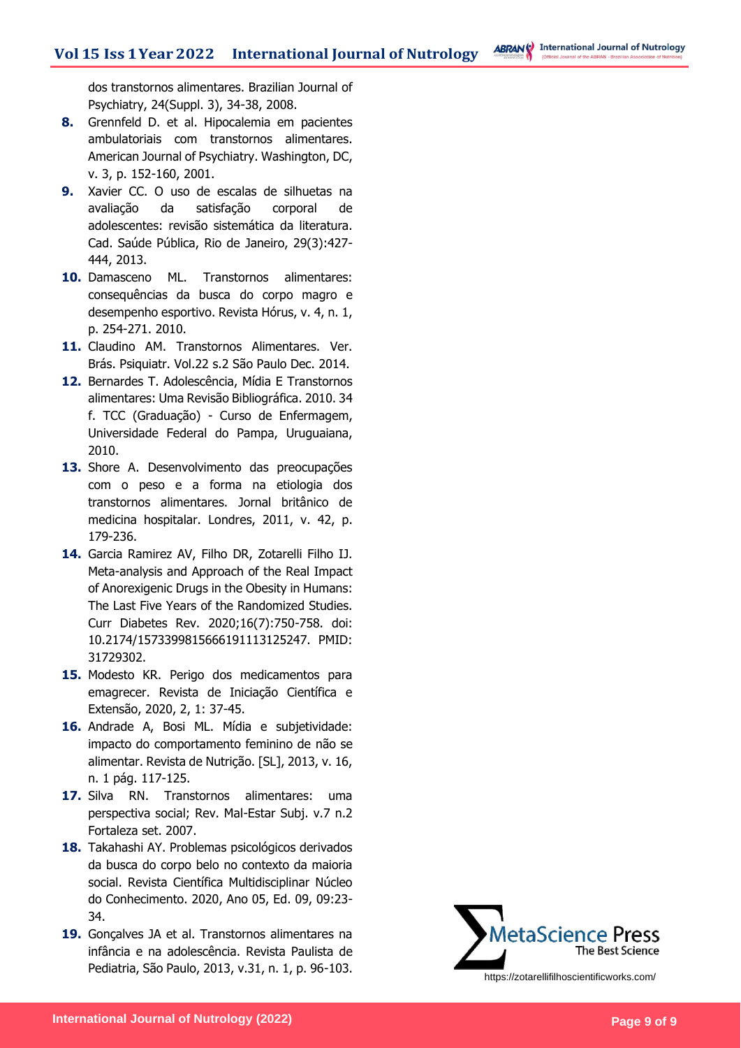dos transtornos alimentares. Brazilian Journal of Psychiatry, 24(Suppl. 3), 34-38, 2008.

8. Grennfeld D. et al. Hipocalemia em pacientes ambulatoriais com transtornos alimentares. American Journal of Psychiatry. Washington, DC, v. 3, p. 152-160, 2001.
9. Xavier CC. O uso de escalas de silhuetas na avaliação da satisfação corporal de adolescentes: revisão sistemática da literatura. Cad. Saúde Pública, Rio de Janeiro, 29(3):427-444, 2013.
10. Damasceno ML. Transtornos alimentares: consequências da busca do corpo magro e desempenho esportivo. Revista Hórus, v. 4, n. 1, p. 254-271. 2010.
11. Claudino AM. Transtornos Alimentares. Ver. Brás. Psiquiatr. Vol.22 s.2 São Paulo Dec. 2014.
12. Bernardes T. Adolescência, Mídia E Transtornos alimentares: Uma Revisão Bibliográfica. 2010. 34 f. TCC (Graduação) - Curso de Enfermagem, Universidade Federal do Pampa, Uruguaiana, 2010.
13. Shore A. Desenvolvimento das preocupações com o peso e a forma na etiologia dos transtornos alimentares. Jornal britânico de medicina hospitalar. Londres, 2011, v. 42, p. 179-236.
14. Garcia Ramirez AV, Filho DR, Zotarelli Filho IJ. Meta-analysis and Approach of the Real Impact of Anorexigenic Drugs in the Obesity in Humans: The Last Five Years of the Randomized Studies. Curr Diabetes Rev. 2020;16(7):750-758. doi: 10.2174/1573399815666191113125247. PMID: 31729302.
15. Modesto KR. Perigo dos medicamentos para emagrecer. Revista de Iniciação Científica e Extensão, 2020, 2, 1: 37-45.
16. Andrade A, Bosi ML. Mídia e subjetividade: impacto do comportamento feminino de não se alimentar. Revista de Nutrição. [SL], 2013, v. 16, n. 1 pág. 117-125.
17. Silva RN. Transtornos alimentares: uma perspectiva social; Rev. Mal-Estar Subj. v.7 n.2 Fortaleza set. 2007.
18. Takahashi AY. Problemas psicológicos derivados da busca do corpo belo no contexto da maioria social. Revista Científica Multidisciplinar Núcleo do Conhecimento. 2020, Ano 05, Ed. 09, 09:23-34.
19. Gonçalves JA et al. Transtornos alimentares na infância e na adolescência. Revista Paulista de Pediatria, São Paulo, 2013, v.31, n. 1, p. 96-103.

MetaScience Press
The Best Science
https://zotarellifilhoscientificworks.com/